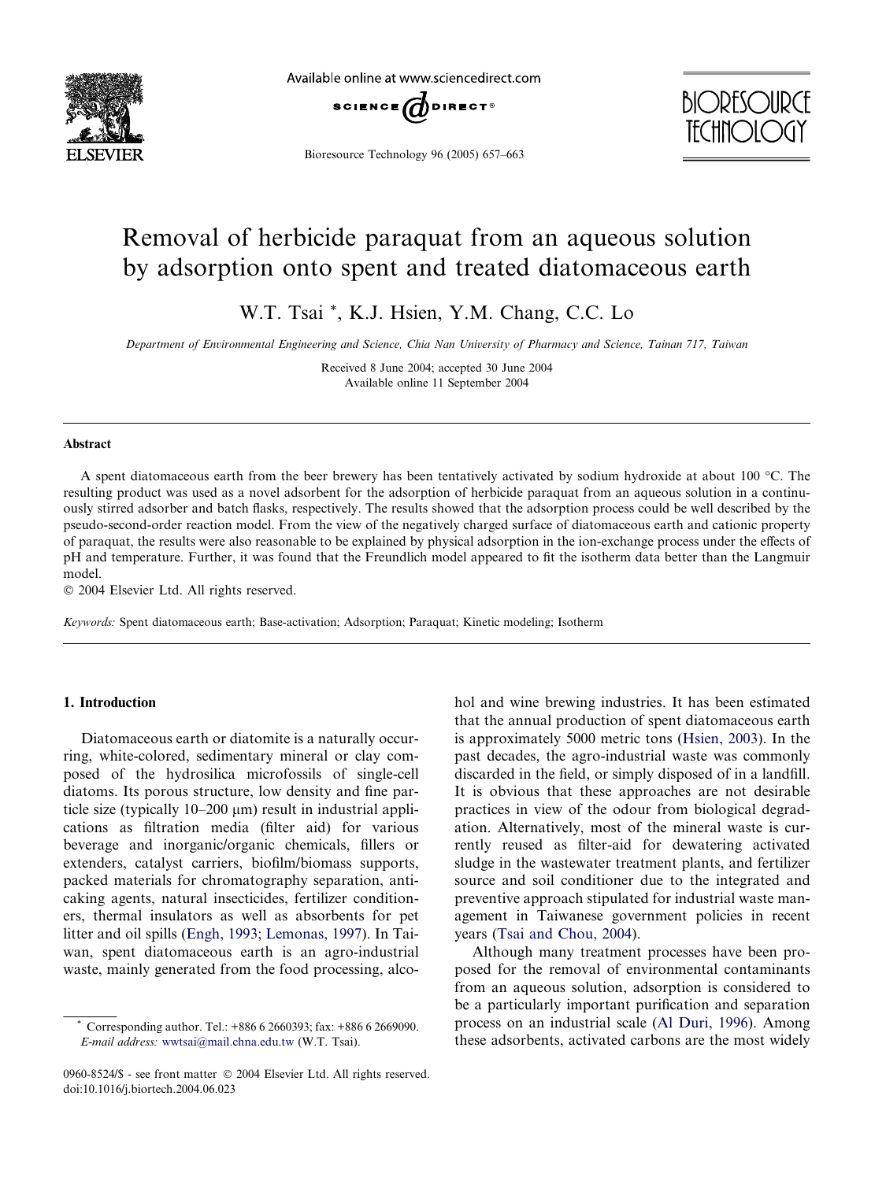# Removal of herbicide paraquat from an aqueous solution by adsorption onto spent and treated diatomaceous earth

W.T. Tsai *, K.J. Hsien, Y.M. Chang, C.C. Lo

*Department of Environmental Engineering and Science, Chia Nan University of Pharmacy and Science, Tainan 717, Taiwan*

Received 8 June 2004; accepted 30 June 2004
Available online 11 September 2004

## Abstract

A spent diatomaceous earth from the beer brewery has been tentatively activated by sodium hydroxide at about 100 °C. The resulting product was used as a novel adsorbent for the adsorption of herbicide paraquat from an aqueous solution in a continuously stirred adsorber and batch flasks, respectively. The results showed that the adsorption process could be well described by the pseudo-second-order reaction model. From the view of the negatively charged surface of diatomaceous earth and cationic property of paraquat, the results were also reasonable to be explained by physical adsorption in the ion-exchange process under the effects of pH and temperature. Further, it was found that the Freundlich model appeared to fit the isotherm data better than the Langmuir model.

© 2004 Elsevier Ltd. All rights reserved.

*Keywords:* Spent diatomaceous earth; Base-activation; Adsorption; Paraquat; Kinetic modeling; Isotherm

## 1. Introduction

Diatomaceous earth or diatomite is a naturally occurring, white-colored, sedimentary mineral or clay composed of the hydrosilica microfossils of single-cell diatoms. Its porous structure, low density and fine particle size (typically 10–200 μm) result in industrial applications as filtration media (filter aid) for various beverage and inorganic/organic chemicals, fillers or extenders, catalyst carriers, biofilm/biomass supports, packed materials for chromatography separation, anti-caking agents, natural insecticides, fertilizer conditioners, thermal insulators as well as absorbents for pet litter and oil spills (Engh, 1993; Lemonas, 1997). In Taiwan, spent diatomaceous earth is an agro-industrial waste, mainly generated from the food processing, alcohol and wine brewing industries. It has been estimated that the annual production of spent diatomaceous earth is approximately 5000 metric tons (Hsien, 2003). In the past decades, the agro-industrial waste was commonly discarded in the field, or simply disposed of in a landfill. It is obvious that these approaches are not desirable practices in view of the odour from biological degradation. Alternatively, most of the mineral waste is currently reused as filter-aid for dewatering activated sludge in the wastewater treatment plants, and fertilizer source and soil conditioner due to the integrated and preventive approach stipulated for industrial waste management in Taiwanese government policies in recent years (Tsai and Chou, 2004).

Although many treatment processes have been proposed for the removal of environmental contaminants from an aqueous solution, adsorption is considered to be a particularly important purification and separation process on an industrial scale (Al Duri, 1996). Among these adsorbents, activated carbons are the most widely

---

* Corresponding author. Tel.: +886 6 2660393; fax: +886 6 2669090.
*E-mail address:* wwtsai@mail.chna.edu.tw (W.T. Tsai).

0960-8524/$ - see front matter © 2004 Elsevier Ltd. All rights reserved.
doi:10.1016/j.biortech.2004.06.023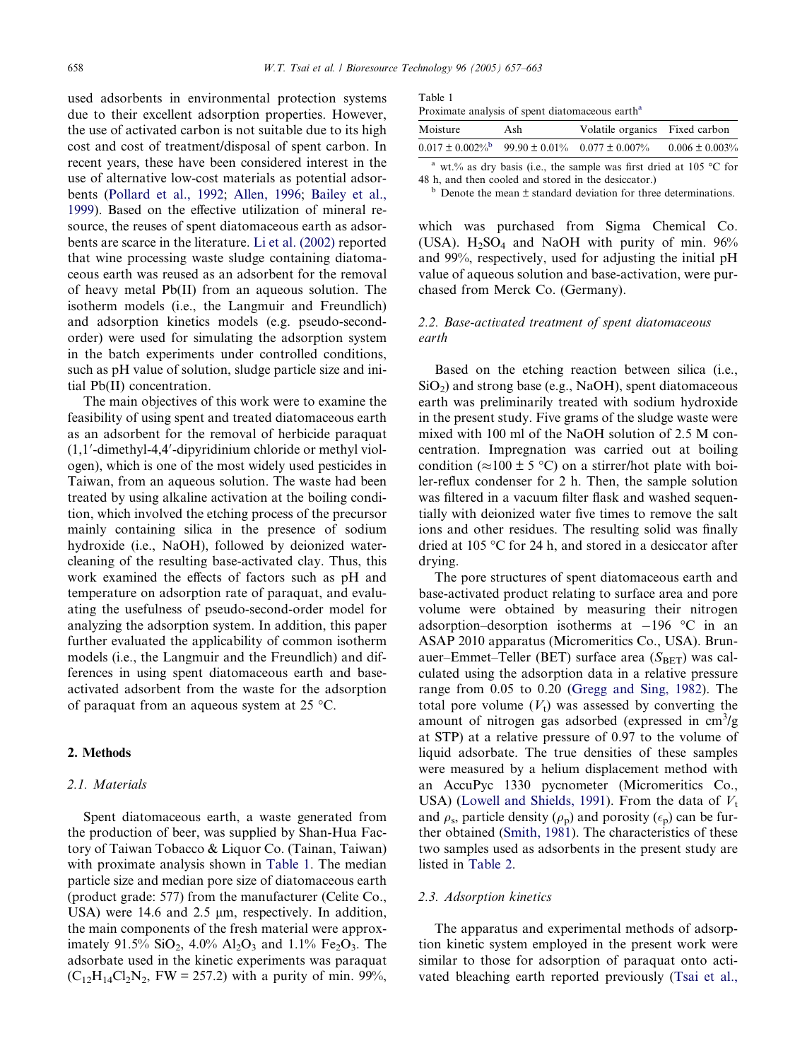used adsorbents in environmental protection systems due to their excellent adsorption properties. However, the use of activated carbon is not suitable due to its high cost and cost of treatment/disposal of spent carbon. In recent years, these have been considered interest in the use of alternative low-cost materials as potential adsorbents (Pollard et al., 1992; Allen, 1996; Bailey et al., 1999). Based on the effective utilization of mineral resource, the reuses of spent diatomaceous earth as adsorbents are scarce in the literature. Li et al. (2002) reported that wine processing waste sludge containing diatomaceous earth was reused as an adsorbent for the removal of heavy metal Pb(II) from an aqueous solution. The isotherm models (i.e., the Langmuir and Freundlich) and adsorption kinetics models (e.g. pseudo-second-order) were used for simulating the adsorption system in the batch experiments under controlled conditions, such as pH value of solution, sludge particle size and initial Pb(II) concentration.

The main objectives of this work were to examine the feasibility of using spent and treated diatomaceous earth as an adsorbent for the removal of herbicide paraquat (1,1′-dimethyl-4,4′-dipyridinium chloride or methyl viologen), which is one of the most widely used pesticides in Taiwan, from an aqueous solution. The waste had been treated by using alkaline activation at the boiling condition, which involved the etching process of the precursor mainly containing silica in the presence of sodium hydroxide (i.e., NaOH), followed by deionized water-cleaning of the resulting base-activated clay. Thus, this work examined the effects of factors such as pH and temperature on adsorption rate of paraquat, and evaluating the usefulness of pseudo-second-order model for analyzing the adsorption system. In addition, this paper further evaluated the applicability of common isotherm models (i.e., the Langmuir and the Freundlich) and differences in using spent diatomaceous earth and base-activated adsorbent from the waste for the adsorption of paraquat from an aqueous system at 25 °C.

## 2. Methods

### 2.1. Materials

Spent diatomaceous earth, a waste generated from the production of beer, was supplied by Shan-Hua Factory of Taiwan Tobacco & Liquor Co. (Tainan, Taiwan) with proximate analysis shown in Table 1. The median particle size and median pore size of diatomaceous earth (product grade: 577) from the manufacturer (Celite Co., USA) were 14.6 and 2.5 μm, respectively. In addition, the main components of the fresh material were approximately 91.5% $SiO_2$, 4.0% $Al_2O_3$ and 1.1% $Fe_2O_3$. The adsorbate used in the kinetic experiments was paraquat ($C_{12}H_{14}Cl_2N_2$, FW = 257.2) with a purity of min. 99%, which was purchased from Sigma Chemical Co. (USA). $H_2SO_4$ and NaOH with purity of min. 96% and 99%, respectively, used for adjusting the initial pH value of aqueous solution and base-activation, were purchased from Merck Co. (Germany).

Table 1
Proximate analysis of spent diatomaceous earth[a]

| Moisture | Ash | Volatile organics | Fixed carbon |
|---|---|---|---|
| 0.017 ± 0.002%[b] | 99.90 ± 0.01% | 0.077 ± 0.007% | 0.006 ± 0.003% |

[a] wt.% as dry basis (i.e., the sample was first dried at 105 °C for 48 h, and then cooled and stored in the desiccator.)
[b] Denote the mean ± standard deviation for three determinations.

### 2.2. Base-activated treatment of spent diatomaceous earth

Based on the etching reaction between silica (i.e., $SiO_2$) and strong base (e.g., NaOH), spent diatomaceous earth was preliminarily treated with sodium hydroxide in the present study. Five grams of the sludge waste were mixed with 100 ml of the NaOH solution of 2.5 M concentration. Impregnation was carried out at boiling condition (≈100 ± 5 °C) on a stirrer/hot plate with boiler-reflux condenser for 2 h. Then, the sample solution was filtered in a vacuum filter flask and washed sequentially with deionized water five times to remove the salt ions and other residues. The resulting solid was finally dried at 105 °C for 24 h, and stored in a desiccator after drying.

The pore structures of spent diatomaceous earth and base-activated product relating to surface area and pore volume were obtained by measuring their nitrogen adsorption–desorption isotherms at −196 °C in an ASAP 2010 apparatus (Micromeritics Co., USA). Brunauer–Emmet–Teller (BET) surface area ($S_{BET}$) was calculated using the adsorption data in a relative pressure range from 0.05 to 0.20 (Gregg and Sing, 1982). The total pore volume ($V_t$) was assessed by converting the amount of nitrogen gas adsorbed (expressed in $cm^3/g$ at STP) at a relative pressure of 0.97 to the volume of liquid adsorbate. The true densities of these samples were measured by a helium displacement method with an AccuPyc 1330 pycnometer (Micromeritics Co., USA) (Lowell and Shields, 1991). From the data of $V_t$ and $\rho_s$, particle density ($\rho_p$) and porosity ($\epsilon_p$) can be further obtained (Smith, 1981). The characteristics of these two samples used as adsorbents in the present study are listed in Table 2.

### 2.3. Adsorption kinetics

The apparatus and experimental methods of adsorption kinetic system employed in the present work were similar to those for adsorption of paraquat onto activated bleaching earth reported previously (Tsai et al.,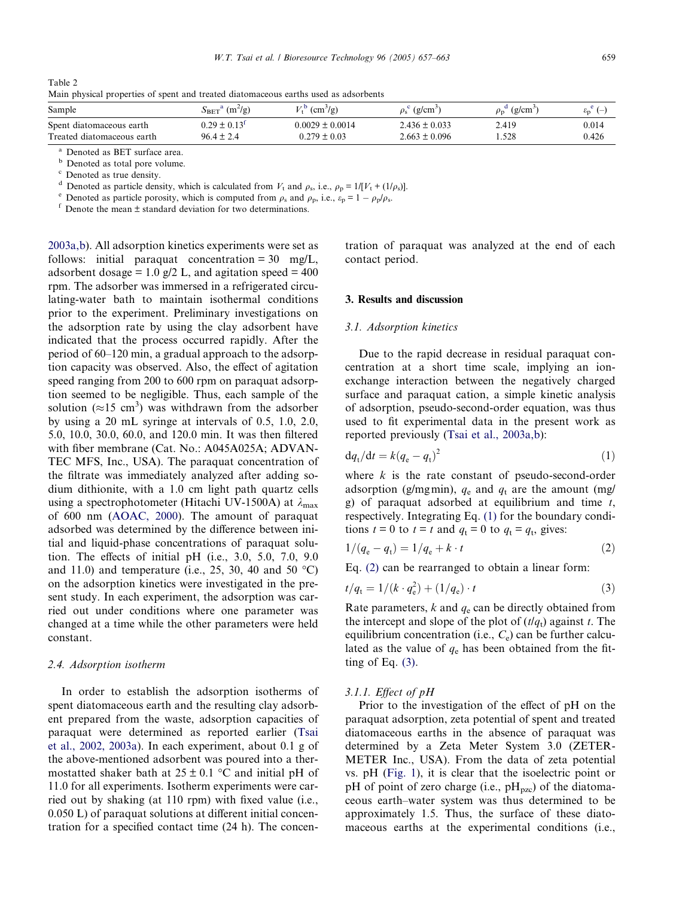Table 2
Main physical properties of spent and treated diatomaceous earths used as adsorbents

| Sample | $S_{BET}$[a] ($m^2/g$) | $V_t$[b] ($cm^3/g$) | $\rho_s$[c] ($g/cm^3$) | $\rho_p$[d] ($g/cm^3$) | $\varepsilon_p$[e] (–) |
|---|---|---|---|---|---|
| Spent diatomaceous earth | 0.29 ± 0.13[f] | 0.0029 ± 0.0014 | 2.436 ± 0.033 | 2.419 | 0.014 |
| Treated diatomaceous earth | 96.4 ± 2.4 | 0.279 ± 0.03 | 2.663 ± 0.096 | 1.528 | 0.426 |

[a] Denoted as BET surface area.
[b] Denoted as total pore volume.
[c] Denoted as true density.
[d] Denoted as particle density, which is calculated from $V_t$ and $\rho_s$, i.e., $\rho_p = 1/[V_t + (1/\rho_s)]$.
[e] Denoted as particle porosity, which is computed from $\rho_s$ and $\rho_p$, i.e., $\varepsilon_p = 1 - \rho_p/\rho_s$.
[f] Denote the mean ± standard deviation for two determinations.

2003a,b). All adsorption kinetics experiments were set as follows: initial paraquat concentration = 30 mg/L, adsorbent dosage = 1.0 g/2 L, and agitation speed = 400 rpm. The adsorber was immersed in a refrigerated circulating-water bath to maintain isothermal conditions prior to the experiment. Preliminary investigations on the adsorption rate by using the clay adsorbent have indicated that the process occurred rapidly. After the period of 60–120 min, a gradual approach to the adsorption capacity was observed. Also, the effect of agitation speed ranging from 200 to 600 rpm on paraquat adsorption seemed to be negligible. Thus, each sample of the solution (≈15 $cm^3$) was withdrawn from the adsorber by using a 20 mL syringe at intervals of 0.5, 1.0, 2.0, 5.0, 10.0, 30.0, 60.0, and 120.0 min. It was then filtered with fiber membrane (Cat. No.: A045A025A; ADVANTEC MFS, Inc., USA). The paraquat concentration of the filtrate was immediately analyzed after adding sodium dithionite, with a 1.0 cm light path quartz cells using a spectrophotometer (Hitachi UV-1500A) at $\lambda_{max}$ of 600 nm (AOAC, 2000). The amount of paraquat adsorbed was determined by the difference between initial and liquid-phase concentrations of paraquat solution. The effects of initial pH (i.e., 3.0, 5.0, 7.0, 9.0 and 11.0) and temperature (i.e., 25, 30, 40 and 50 °C) on the adsorption kinetics were investigated in the present study. In each experiment, the adsorption was carried out under conditions where one parameter was changed at a time while the other parameters were held constant.

### 2.4. Adsorption isotherm

In order to establish the adsorption isotherms of spent diatomaceous earth and the resulting clay adsorbent prepared from the waste, adsorption capacities of paraquat were determined as reported earlier (Tsai et al., 2002, 2003a). In each experiment, about 0.1 g of the above-mentioned adsorbent was poured into a thermostatted shaker bath at 25 ± 0.1 °C and initial pH of 11.0 for all experiments. Isotherm experiments were carried out by shaking (at 110 rpm) with fixed value (i.e., 0.050 L) of paraquat solutions at different initial concentration for a specified contact time (24 h). The concentration of paraquat was analyzed at the end of each contact period.

## 3. Results and discussion

### 3.1. Adsorption kinetics

Due to the rapid decrease in residual paraquat concentration at a short time scale, implying an ion-exchange interaction between the negatively charged surface and paraquat cation, a simple kinetic analysis of adsorption, pseudo-second-order equation, was thus used to fit experimental data in the present work as reported previously (Tsai et al., 2003a,b):

$$dq_t/dt = k(q_e - q_t)^2 \tag{1}$$

where $k$ is the rate constant of pseudo-second-order adsorption (g/mg min), $q_e$ and $q_t$ are the amount (mg/g) of paraquat adsorbed at equilibrium and time $t$, respectively. Integrating Eq. (1) for the boundary conditions $t = 0$ to $t = t$ and $q_t = 0$ to $q_t = q_t$, gives:

$$1/(q_e - q_t) = 1/q_e + k \cdot t \tag{2}$$

Eq. (2) can be rearranged to obtain a linear form:

$$t/q_t = 1/(k \cdot q_e^2) + (1/q_e) \cdot t \tag{3}$$

Rate parameters, $k$ and $q_e$ can be directly obtained from the intercept and slope of the plot of $(t/q_t)$ against $t$. The equilibrium concentration (i.e., $C_e$) can be further calculated as the value of $q_e$ has been obtained from the fitting of Eq. (3).

#### 3.1.1. Effect of pH

Prior to the investigation of the effect of pH on the paraquat adsorption, zeta potential of spent and treated diatomaceous earths in the absence of paraquat was determined by a Zeta Meter System 3.0 (ZETER-METER Inc., USA). From the data of zeta potential vs. pH (Fig. 1), it is clear that the isoelectric point or pH of point of zero charge (i.e., $pH_{pzc}$) of the diatomaceous earth–water system was thus determined to be approximately 1.5. Thus, the surface of these diatomaceous earths at the experimental conditions (i.e.,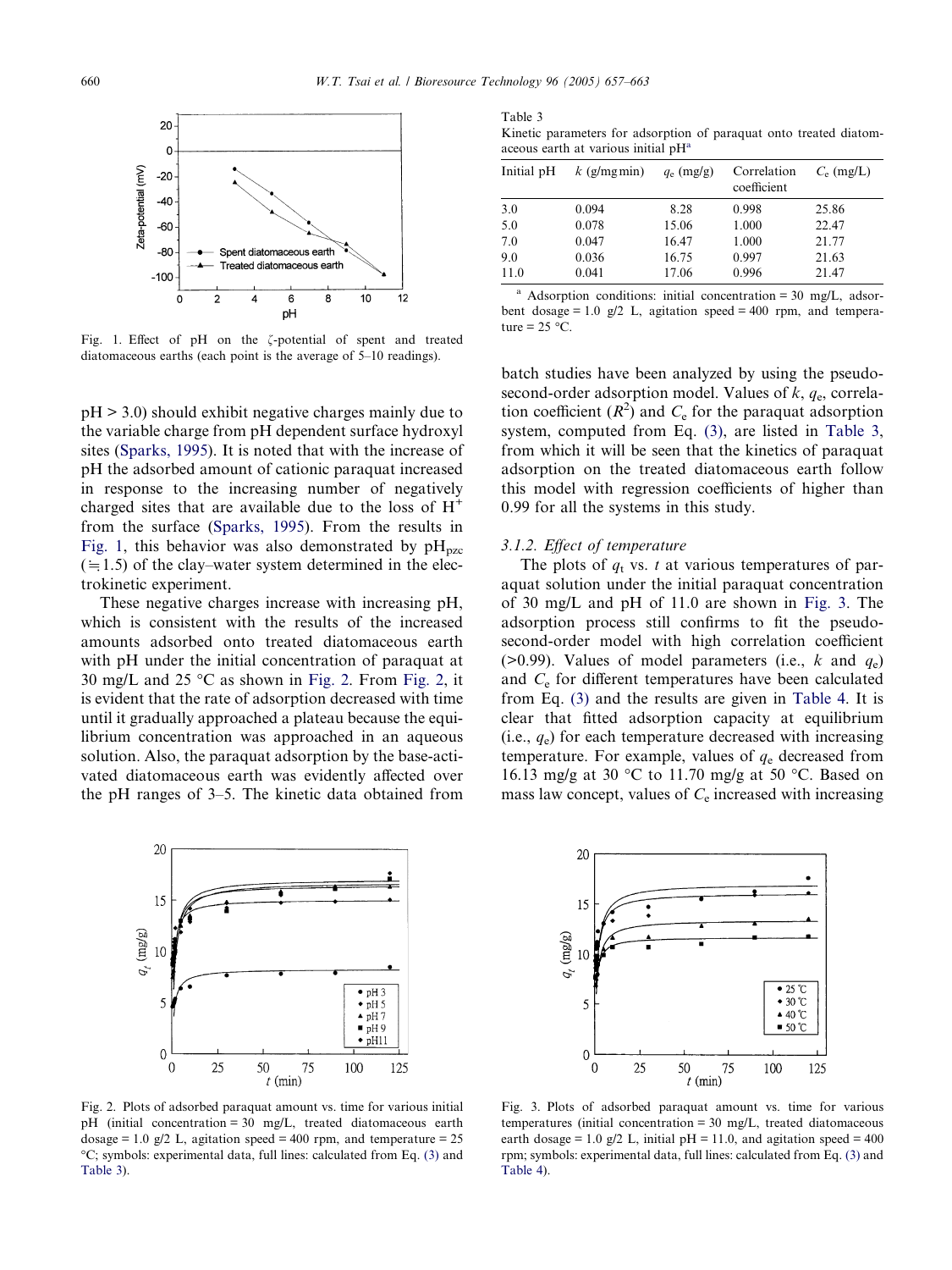Fig. 1. Effect of pH on the ζ-potential of spent and treated diatomaceous earths (each point is the average of 5–10 readings).

pH > 3.0) should exhibit negative charges mainly due to the variable charge from pH dependent surface hydroxyl sites (Sparks, 1995). It is noted that with the increase of pH the adsorbed amount of cationic paraquat increased in response to the increasing number of negatively charged sites that are available due to the loss of $H^+$ from the surface (Sparks, 1995). From the results in Fig. 1, this behavior was also demonstrated by $pH_{pzc}$ (≒1.5) of the clay–water system determined in the electrokinetic experiment.

These negative charges increase with increasing pH, which is consistent with the results of the increased amounts adsorbed onto treated diatomaceous earth with pH under the initial concentration of paraquat at 30 mg/L and 25 °C as shown in Fig. 2. From Fig. 2, it is evident that the rate of adsorption decreased with time until it gradually approached a plateau because the equilibrium concentration was approached in an aqueous solution. Also, the paraquat adsorption by the base-activated diatomaceous earth was evidently affected over the pH ranges of 3–5. The kinetic data obtained from batch studies have been analyzed by using the pseudo-second-order adsorption model. Values of $k$, $q_e$, correlation coefficient ($R^2$) and $C_e$ for the paraquat adsorption system, computed from Eq. (3), are listed in Table 3, from which it will be seen that the kinetics of paraquat adsorption on the treated diatomaceous earth follow this model with regression coefficients of higher than 0.99 for all the systems in this study.

Table 3
Kinetic parameters for adsorption of paraquat onto treated diatomaceous earth at various initial pH[a]

| Initial pH | $k$ (g/mg min) | $q_e$ (mg/g) | Correlation coefficient | $C_e$ (mg/L) |
|---|---|---|---|---|
| 3.0 | 0.094 | 8.28 | 0.998 | 25.86 |
| 5.0 | 0.078 | 15.06 | 1.000 | 22.47 |
| 7.0 | 0.047 | 16.47 | 1.000 | 21.77 |
| 9.0 | 0.036 | 16.75 | 0.997 | 21.63 |
| 11.0 | 0.041 | 17.06 | 0.996 | 21.47 |

[a] Adsorption conditions: initial concentration = 30 mg/L, adsorbent dosage = 1.0 g/2 L, agitation speed = 400 rpm, and temperature = 25 °C.

### 3.1.2. Effect of temperature

The plots of $q_t$ vs. $t$ at various temperatures of paraquat solution under the initial paraquat concentration of 30 mg/L and pH of 11.0 are shown in Fig. 3. The adsorption process still confirms to fit the pseudo-second-order model with high correlation coefficient (>0.99). Values of model parameters (i.e., $k$ and $q_e$) and $C_e$ for different temperatures have been calculated from Eq. (3) and the results are given in Table 4. It is clear that fitted adsorption capacity at equilibrium (i.e., $q_e$) for each temperature decreased with increasing temperature. For example, values of $q_e$ decreased from 16.13 mg/g at 30 °C to 11.70 mg/g at 50 °C. Based on mass law concept, values of $C_e$ increased with increasing

Fig. 2. Plots of adsorbed paraquat amount vs. time for various initial pH (initial concentration = 30 mg/L, treated diatomaceous earth dosage = 1.0 g/2 L, agitation speed = 400 rpm, and temperature = 25 °C; symbols: experimental data, full lines: calculated from Eq. (3) and Table 3).

Fig. 3. Plots of adsorbed paraquat amount vs. time for various temperatures (initial concentration = 30 mg/L, treated diatomaceous earth dosage = 1.0 g/2 L, initial pH = 11.0, and agitation speed = 400 rpm; symbols: experimental data, full lines: calculated from Eq. (3) and Table 4).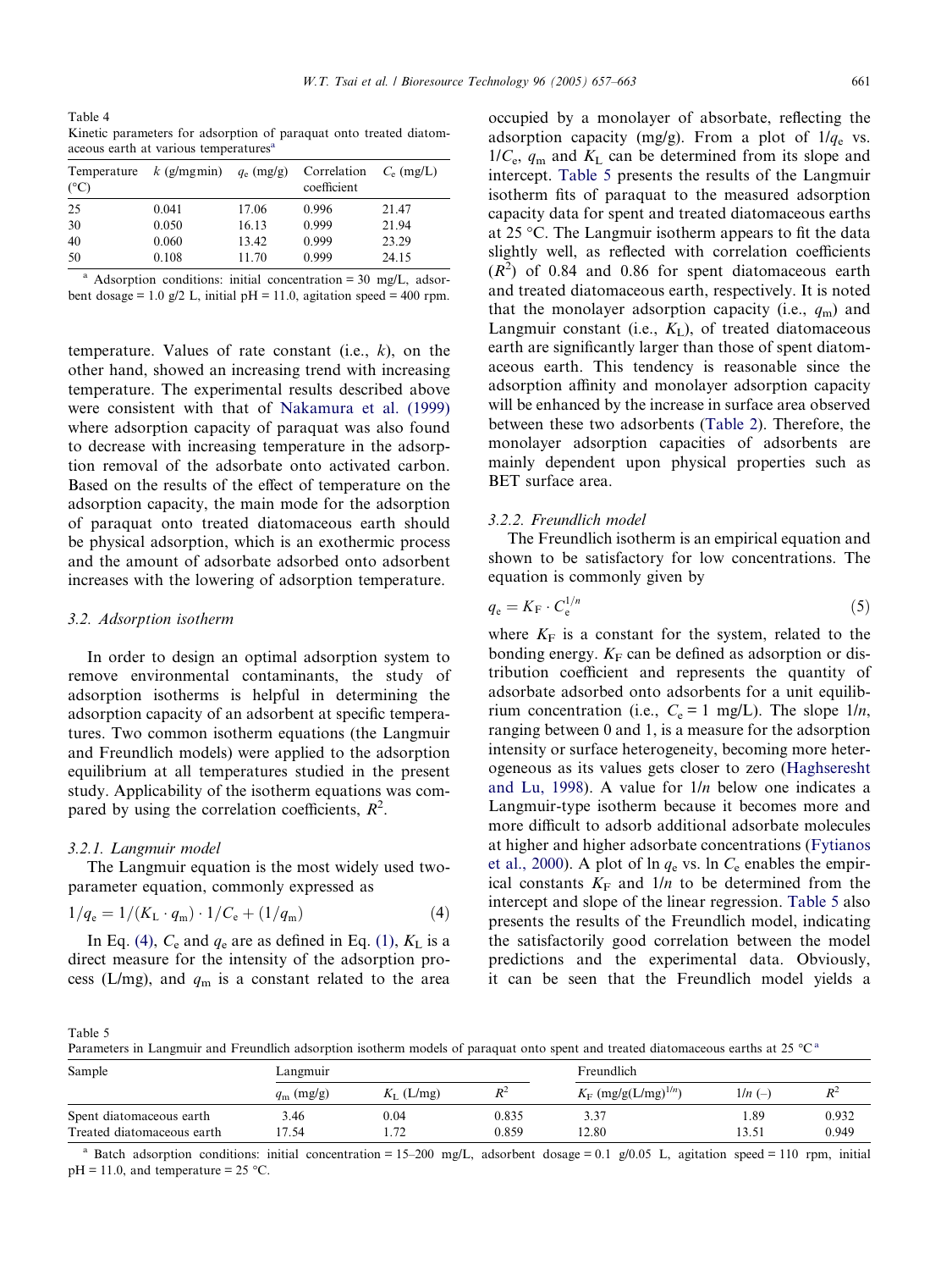Table 4
Kinetic parameters for adsorption of paraquat onto treated diatomaceous earth at various temperatures[a]

| Temperature (°C) | $k$ (g/mg min) | $q_e$ (mg/g) | Correlation coefficient | $C_e$ (mg/L) |
|---|---|---|---|---|
| 25 | 0.041 | 17.06 | 0.996 | 21.47 |
| 30 | 0.050 | 16.13 | 0.999 | 21.94 |
| 40 | 0.060 | 13.42 | 0.999 | 23.29 |
| 50 | 0.108 | 11.70 | 0.999 | 24.15 |

[a] Adsorption conditions: initial concentration = 30 mg/L, adsorbent dosage = 1.0 g/2 L, initial pH = 11.0, agitation speed = 400 rpm.

temperature. Values of rate constant (i.e., $k$), on the other hand, showed an increasing trend with increasing temperature. The experimental results described above were consistent with that of Nakamura et al. (1999) where adsorption capacity of paraquat was also found to decrease with increasing temperature in the adsorption removal of the adsorbate onto activated carbon. Based on the results of the effect of temperature on the adsorption capacity, the main mode for the adsorption of paraquat onto treated diatomaceous earth should be physical adsorption, which is an exothermic process and the amount of adsorbate adsorbed onto adsorbent increases with the lowering of adsorption temperature.

### 3.2. Adsorption isotherm

In order to design an optimal adsorption system to remove environmental contaminants, the study of adsorption isotherms is helpful in determining the adsorption capacity of an adsorbent at specific temperatures. Two common isotherm equations (the Langmuir and Freundlich models) were applied to the adsorption equilibrium at all temperatures studied in the present study. Applicability of the isotherm equations was compared by using the correlation coefficients, $R^2$.

#### 3.2.1. Langmuir model

The Langmuir equation is the most widely used two-parameter equation, commonly expressed as

$$1/q_e = 1/(K_L \cdot q_m) \cdot 1/C_e + (1/q_m) \tag{4}$$

In Eq. (4), $C_e$ and $q_e$ are as defined in Eq. (1), $K_L$ is a direct measure for the intensity of the adsorption process (L/mg), and $q_m$ is a constant related to the area occupied by a monolayer of absorbate, reflecting the adsorption capacity (mg/g). From a plot of $1/q_e$ vs. $1/C_e$, $q_m$ and $K_L$ can be determined from its slope and intercept. Table 5 presents the results of the Langmuir isotherm fits of paraquat to the measured adsorption capacity data for spent and treated diatomaceous earths at 25 °C. The Langmuir isotherm appears to fit the data slightly well, as reflected with correlation coefficients ($R^2$) of 0.84 and 0.86 for spent diatomaceous earth and treated diatomaceous earth, respectively. It is noted that the monolayer adsorption capacity (i.e., $q_m$) and Langmuir constant (i.e., $K_L$), of treated diatomaceous earth are significantly larger than those of spent diatomaceous earth. This tendency is reasonable since the adsorption affinity and monolayer adsorption capacity will be enhanced by the increase in surface area observed between these two adsorbents (Table 2). Therefore, the monolayer adsorption capacities of adsorbents are mainly dependent upon physical properties such as BET surface area.

#### 3.2.2. Freundlich model

The Freundlich isotherm is an empirical equation and shown to be satisfactory for low concentrations. The equation is commonly given by

$$q_e = K_F \cdot C_e^{1/n} \tag{5}$$

where $K_F$ is a constant for the system, related to the bonding energy. $K_F$ can be defined as adsorption or distribution coefficient and represents the quantity of adsorbate adsorbed onto adsorbents for a unit equilibrium concentration (i.e., $C_e = 1$ mg/L). The slope $1/n$, ranging between 0 and 1, is a measure for the adsorption intensity or surface heterogeneity, becoming more heterogeneous as its values gets closer to zero (Haghseresht and Lu, 1998). A value for $1/n$ below one indicates a Langmuir-type isotherm because it becomes more and more difficult to adsorb additional adsorbate molecules at higher and higher adsorbate concentrations (Fytianos et al., 2000). A plot of $\ln q_e$ vs. $\ln C_e$ enables the empirical constants $K_F$ and $1/n$ to be determined from the intercept and slope of the linear regression. Table 5 also presents the results of the Freundlich model, indicating the satisfactorily good correlation between the model predictions and the experimental data. Obviously, it can be seen that the Freundlich model yields a

Table 5
Parameters in Langmuir and Freundlich adsorption isotherm models of paraquat onto spent and treated diatomaceous earths at 25 °C[a]

| Sample | Langmuir | | | Freundlich | | |
|---|---|---|---|---|---|---|
| | $q_m$ (mg/g) | $K_L$ (L/mg) | $R^2$ | $K_F$ (mg/g(L/mg)$^{1/n}$) | $1/n$ (–) | $R^2$ |
| Spent diatomaceous earth | 3.46 | 0.04 | 0.835 | 3.37 | 1.89 | 0.932 |
| Treated diatomaceous earth | 17.54 | 1.72 | 0.859 | 12.80 | 13.51 | 0.949 |

[a] Batch adsorption conditions: initial concentration = 15–200 mg/L, adsorbent dosage = 0.1 g/0.05 L, agitation speed = 110 rpm, initial pH = 11.0, and temperature = 25 °C.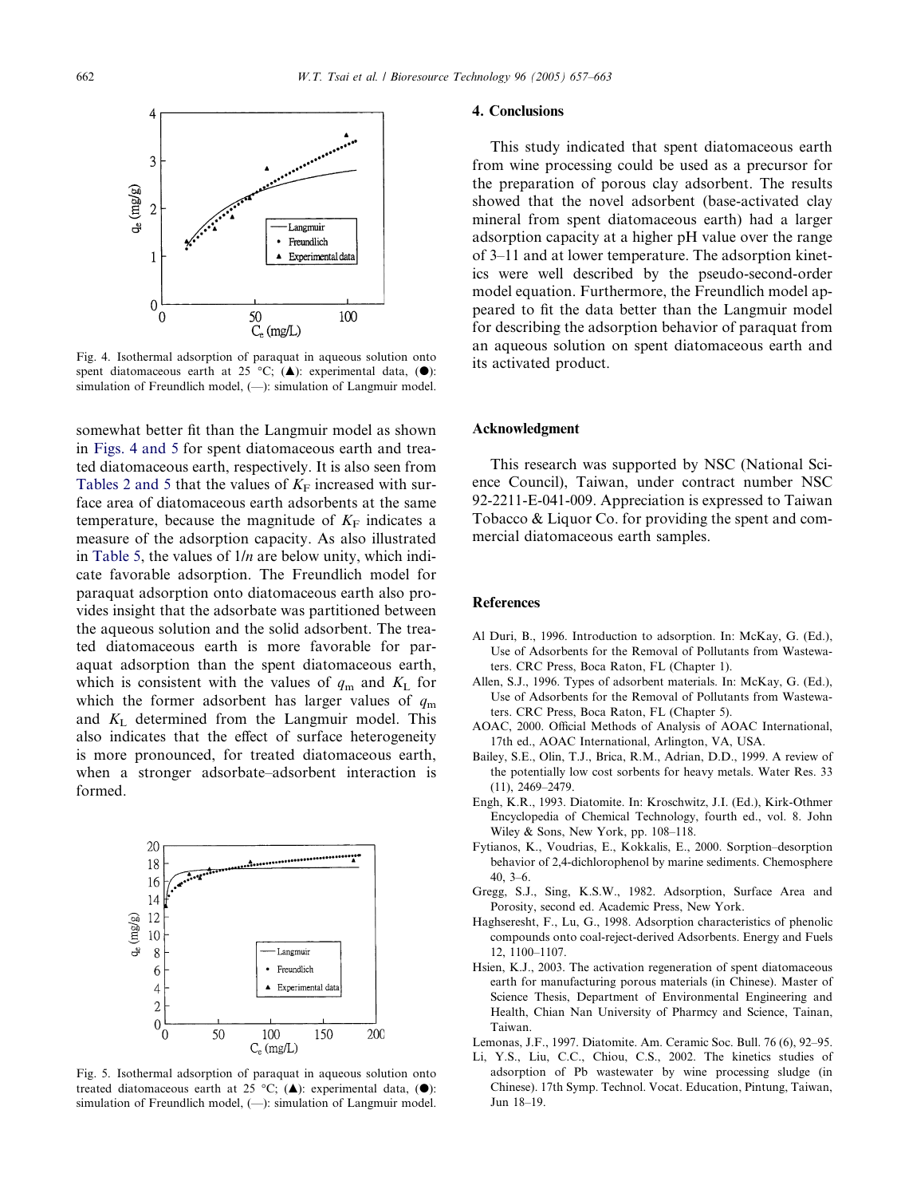Fig. 4. Isothermal adsorption of paraquat in aqueous solution onto spent diatomaceous earth at 25 °C; (▲): experimental data, (●): simulation of Freundlich model, (—): simulation of Langmuir model.

somewhat better fit than the Langmuir model as shown in Figs. 4 and 5 for spent diatomaceous earth and treated diatomaceous earth, respectively. It is also seen from Tables 2 and 5 that the values of $K_F$ increased with surface area of diatomaceous earth adsorbents at the same temperature, because the magnitude of $K_F$ indicates a measure of the adsorption capacity. As also illustrated in Table 5, the values of $1/n$ are below unity, which indicate favorable adsorption. The Freundlich model for paraquat adsorption onto diatomaceous earth also provides insight that the adsorbate was partitioned between the aqueous solution and the solid adsorbent. The treated diatomaceous earth is more favorable for paraquat adsorption than the spent diatomaceous earth, which is consistent with the values of $q_m$ and $K_L$ for which the former adsorbent has larger values of $q_m$ and $K_L$ determined from the Langmuir model. This also indicates that the effect of surface heterogeneity is more pronounced, for treated diatomaceous earth, when a stronger adsorbate–adsorbent interaction is formed.

Fig. 5. Isothermal adsorption of paraquat in aqueous solution onto treated diatomaceous earth at 25 °C; (▲): experimental data, (●): simulation of Freundlich model, (—): simulation of Langmuir model.

## 4. Conclusions

This study indicated that spent diatomaceous earth from wine processing could be used as a precursor for the preparation of porous clay adsorbent. The results showed that the novel adsorbent (base-activated clay mineral from spent diatomaceous earth) had a larger adsorption capacity at a higher pH value over the range of 3–11 and at lower temperature. The adsorption kinetics were well described by the pseudo-second-order model equation. Furthermore, the Freundlich model appeared to fit the data better than the Langmuir model for describing the adsorption behavior of paraquat from an aqueous solution on spent diatomaceous earth and its activated product.

## Acknowledgment

This research was supported by NSC (National Science Council), Taiwan, under contract number NSC 92-2211-E-041-009. Appreciation is expressed to Taiwan Tobacco & Liquor Co. for providing the spent and commercial diatomaceous earth samples.

## References

Al Duri, B., 1996. Introduction to adsorption. In: McKay, G. (Ed.), Use of Adsorbents for the Removal of Pollutants from Wastewaters. CRC Press, Boca Raton, FL (Chapter 1).

Allen, S.J., 1996. Types of adsorbent materials. In: McKay, G. (Ed.), Use of Adsorbents for the Removal of Pollutants from Wastewaters. CRC Press, Boca Raton, FL (Chapter 5).

AOAC, 2000. Official Methods of Analysis of AOAC International, 17th ed., AOAC International, Arlington, VA, USA.

Bailey, S.E., Olin, T.J., Brica, R.M., Adrian, D.D., 1999. A review of the potentially low cost sorbents for heavy metals. Water Res. 33 (11), 2469–2479.

Engh, K.R., 1993. Diatomite. In: Kroschwitz, J.I. (Ed.), Kirk-Othmer Encyclopedia of Chemical Technology, fourth ed., vol. 8. John Wiley & Sons, New York, pp. 108–118.

Fytianos, K., Voudrias, E., Kokkalis, E., 2000. Sorption–desorption behavior of 2,4-dichlorophenol by marine sediments. Chemosphere 40, 3–6.

Gregg, S.J., Sing, K.S.W., 1982. Adsorption, Surface Area and Porosity, second ed. Academic Press, New York.

Haghseresht, F., Lu, G., 1998. Adsorption characteristics of phenolic compounds onto coal-reject-derived Adsorbents. Energy and Fuels 12, 1100–1107.

Hsien, K.J., 2003. The activation regeneration of spent diatomaceous earth for manufacturing porous materials (in Chinese). Master of Science Thesis, Department of Environmental Engineering and Health, Chian Nan University of Pharmcy and Science, Tainan, Taiwan.

Lemonas, J.F., 1997. Diatomite. Am. Ceramic Soc. Bull. 76 (6), 92–95.

Li, Y.S., Liu, C.C., Chiou, C.S., 2002. The kinetics studies of adsorption of Pb wastewater by wine processing sludge (in Chinese). 17th Symp. Technol. Vocat. Education, Pintung, Taiwan, Jun 18–19.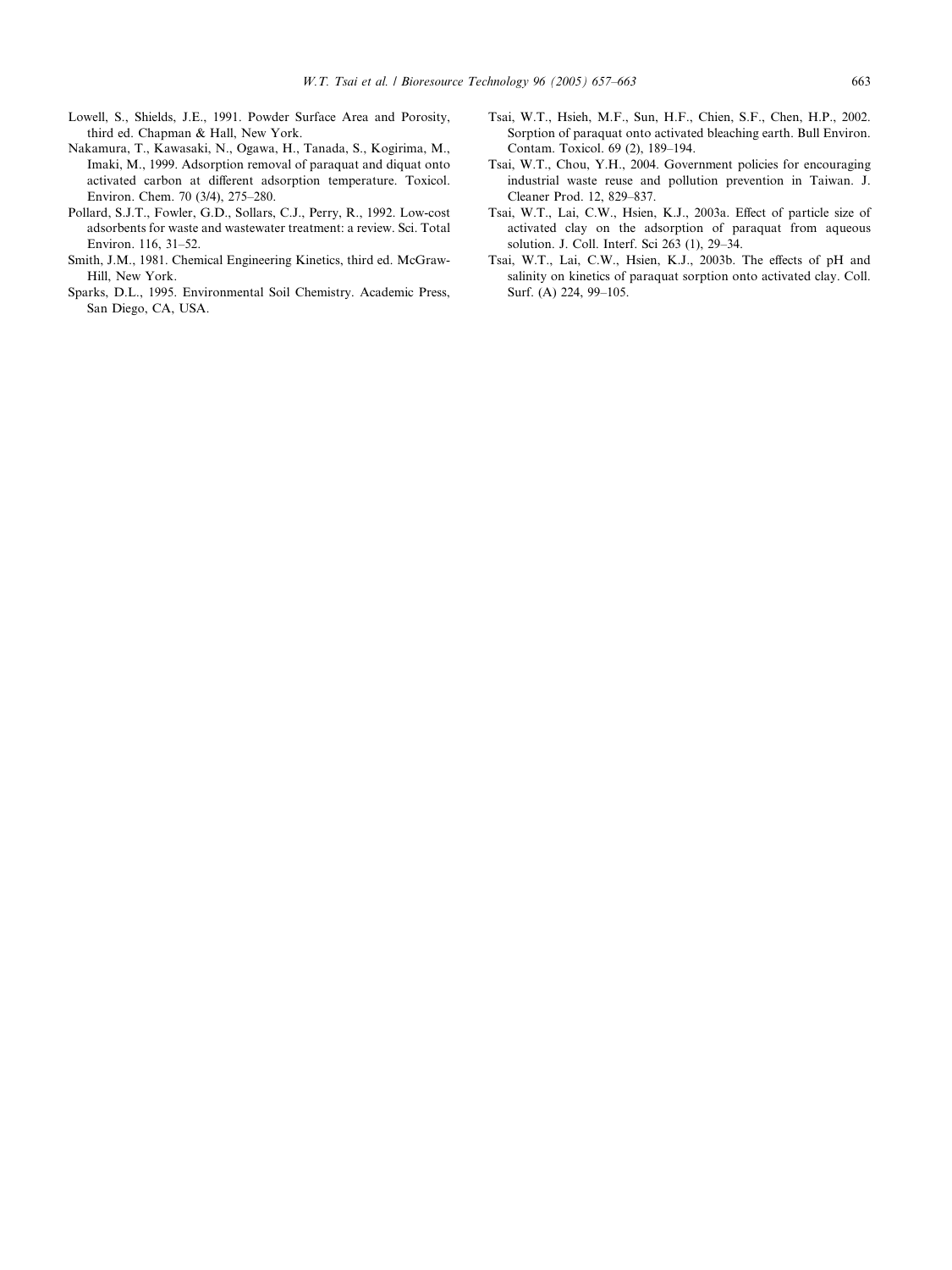Lowell, S., Shields, J.E., 1991. Powder Surface Area and Porosity, third ed. Chapman & Hall, New York.

Nakamura, T., Kawasaki, N., Ogawa, H., Tanada, S., Kogirima, M., Imaki, M., 1999. Adsorption removal of paraquat and diquat onto activated carbon at different adsorption temperature. Toxicol. Environ. Chem. 70 (3/4), 275–280.

Pollard, S.J.T., Fowler, G.D., Sollars, C.J., Perry, R., 1992. Low-cost adsorbents for waste and wastewater treatment: a review. Sci. Total Environ. 116, 31–52.

Smith, J.M., 1981. Chemical Engineering Kinetics, third ed. McGraw-Hill, New York.

Sparks, D.L., 1995. Environmental Soil Chemistry. Academic Press, San Diego, CA, USA.

Tsai, W.T., Hsieh, M.F., Sun, H.F., Chien, S.F., Chen, H.P., 2002. Sorption of paraquat onto activated bleaching earth. Bull Environ. Contam. Toxicol. 69 (2), 189–194.

Tsai, W.T., Chou, Y.H., 2004. Government policies for encouraging industrial waste reuse and pollution prevention in Taiwan. J. Cleaner Prod. 12, 829–837.

Tsai, W.T., Lai, C.W., Hsien, K.J., 2003a. Effect of particle size of activated clay on the adsorption of paraquat from aqueous solution. J. Coll. Interf. Sci 263 (1), 29–34.

Tsai, W.T., Lai, C.W., Hsien, K.J., 2003b. The effects of pH and salinity on kinetics of paraquat sorption onto activated clay. Coll. Surf. (A) 224, 99–105.